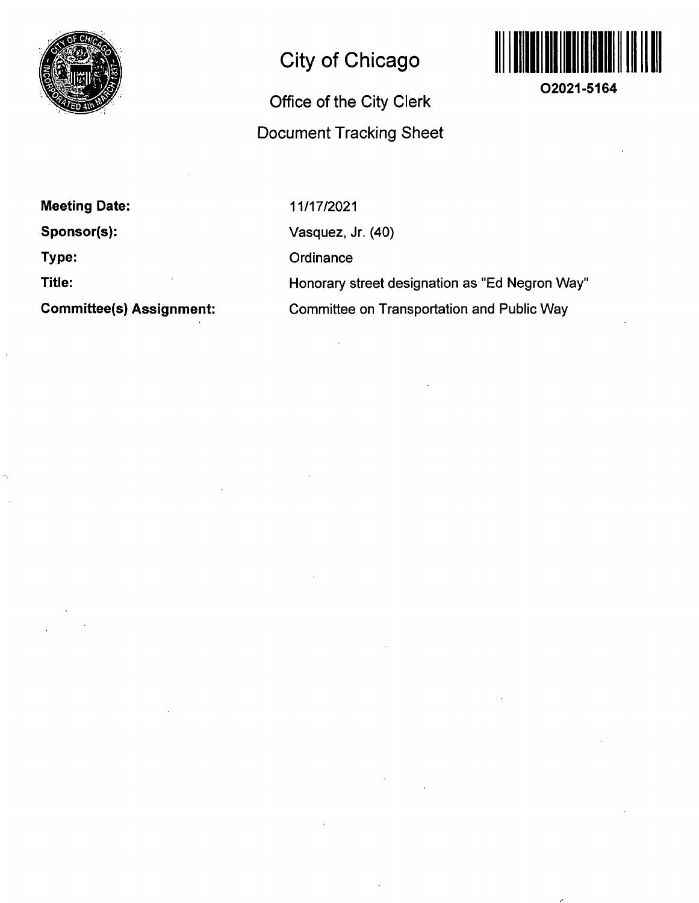# City of Chicago

## Office of the City Clerk

## Document Tracking Sheet

**O2021-5164**

**Meeting Date:** 11/17/2021

**Sponsor(s):** Vasquez, Jr. (40)

**Type:** Ordinance

**Title:** Honorary street designation as "Ed Negron Way"

**Committee(s) Assignment:** Committee on Transportation and Public Way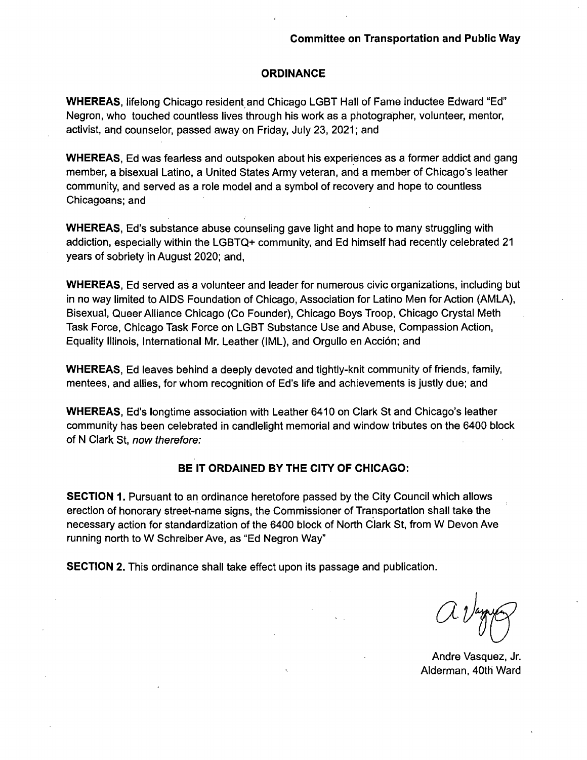**Committee on Transportation and Public Way**

## ORDINANCE

**WHEREAS**, lifelong Chicago resident and Chicago LGBT Hall of Fame inductee Edward "Ed" Negron, who touched countless lives through his work as a photographer, volunteer, mentor, activist, and counselor, passed away on Friday, July 23, 2021; and

**WHEREAS**, Ed was fearless and outspoken about his experiences as a former addict and gang member, a bisexual Latino, a United States Army veteran, and a member of Chicago's leather community, and served as a role model and a symbol of recovery and hope to countless Chicagoans; and

**WHEREAS**, Ed's substance abuse counseling gave light and hope to many struggling with addiction, especially within the LGBTQ+ community, and Ed himself had recently celebrated 21 years of sobriety in August 2020; and,

**WHEREAS**, Ed served as a volunteer and leader for numerous civic organizations, including but in no way limited to AIDS Foundation of Chicago, Association for Latino Men for Action (AMLA), Bisexual, Queer Alliance Chicago (Co Founder), Chicago Boys Troop, Chicago Crystal Meth Task Force, Chicago Task Force on LGBT Substance Use and Abuse, Compassion Action, Equality Illinois, International Mr. Leather (IML), and Orgullo en Acción; and

**WHEREAS**, Ed leaves behind a deeply devoted and tightly-knit community of friends, family, mentees, and allies, for whom recognition of Ed's life and achievements is justly due; and

**WHEREAS**, Ed's longtime association with Leather 6410 on Clark St and Chicago's leather community has been celebrated in candlelight memorial and window tributes on the 6400 block of N Clark St, *now therefore:*

**BE IT ORDAINED BY THE CITY OF CHICAGO:**

**SECTION 1.** Pursuant to an ordinance heretofore passed by the City Council which allows erection of honorary street-name signs, the Commissioner of Transportation shall take the necessary action for standardization of the 6400 block of North Clark St, from W Devon Ave running north to W Schreiber Ave, as "Ed Negron Way"

**SECTION 2.** This ordinance shall take effect upon its passage and publication.

Andre Vasquez, Jr.
Alderman, 40th Ward